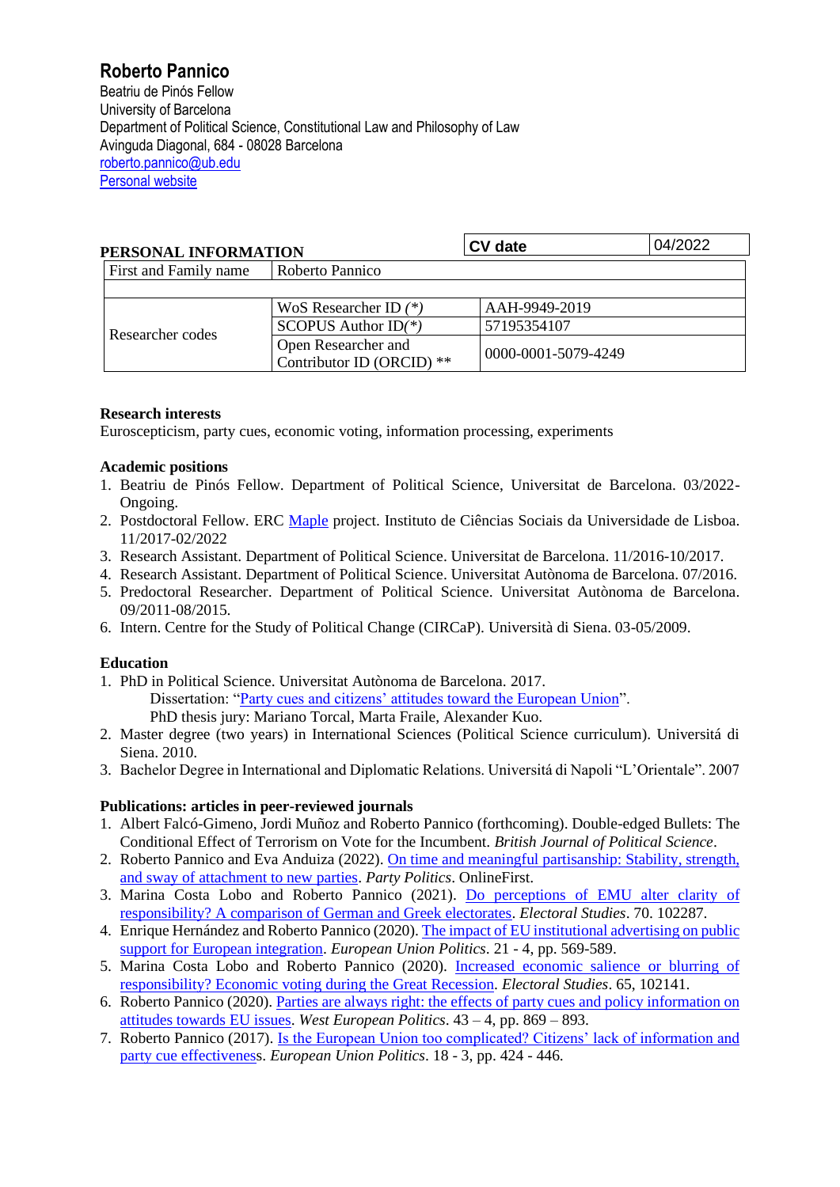# Roberto Pannico

Beatriu de Pinós Fellow
University of Barcelona
Department of Political Science, Constitutional Law and Philosophy of Law
Avinguda Diagonal, 684 - 08028 Barcelona
roberto.pannico@ub.edu
Personal website

## PERSONAL INFORMATION

| CV date | 04/2022 |
|---|---|

| First and Family name | Roberto Pannico | |
|---|---|---|
| | | |
| Researcher codes | WoS Researcher ID (*) | AAH-9949-2019 |
| | SCOPUS Author ID(*) | 57195354107 |
| | Open Researcher and Contributor ID (ORCID) ** | 0000-0001-5079-4249 |

**Research interests**
Euroscepticism, party cues, economic voting, information processing, experiments

**Academic positions**

1. Beatriu de Pinós Fellow. Department of Political Science, Universitat de Barcelona. 03/2022-Ongoing.
2. Postdoctoral Fellow. ERC Maple project. Instituto de Ciências Sociais da Universidade de Lisboa. 11/2017-02/2022
3. Research Assistant. Department of Political Science. Universitat de Barcelona. 11/2016-10/2017.
4. Research Assistant. Department of Political Science. Universitat Autònoma de Barcelona. 07/2016.
5. Predoctoral Researcher. Department of Political Science. Universitat Autònoma de Barcelona. 09/2011-08/2015.
6. Intern. Centre for the Study of Political Change (CIRCaP). Università di Siena. 03-05/2009.

**Education**

1. PhD in Political Science. Universitat Autònoma de Barcelona. 2017.
   Dissertation: "Party cues and citizens' attitudes toward the European Union".
   PhD thesis jury: Mariano Torcal, Marta Fraile, Alexander Kuo.
2. Master degree (two years) in International Sciences (Political Science curriculum). Universitá di Siena. 2010.
3. Bachelor Degree in International and Diplomatic Relations. Universitá di Napoli "L'Orientale". 2007

**Publications: articles in peer-reviewed journals**

1. Albert Falcó-Gimeno, Jordi Muñoz and Roberto Pannico (forthcoming). Double-edged Bullets: The Conditional Effect of Terrorism on Vote for the Incumbent. *British Journal of Political Science*.
2. Roberto Pannico and Eva Anduiza (2022). On time and meaningful partisanship: Stability, strength, and sway of attachment to new parties. *Party Politics*. OnlineFirst.
3. Marina Costa Lobo and Roberto Pannico (2021). Do perceptions of EMU alter clarity of responsibility? A comparison of German and Greek electorates. *Electoral Studies*. 70. 102287.
4. Enrique Hernández and Roberto Pannico (2020). The impact of EU institutional advertising on public support for European integration. *European Union Politics*. 21 - 4, pp. 569-589.
5. Marina Costa Lobo and Roberto Pannico (2020). Increased economic salience or blurring of responsibility? Economic voting during the Great Recession. *Electoral Studies*. 65, 102141.
6. Roberto Pannico (2020). Parties are always right: the effects of party cues and policy information on attitudes towards EU issues. *West European Politics*. 43 – 4, pp. 869 – 893.
7. Roberto Pannico (2017). Is the European Union too complicated? Citizens' lack of information and party cue effectiveness. *European Union Politics*. 18 - 3, pp. 424 - 446.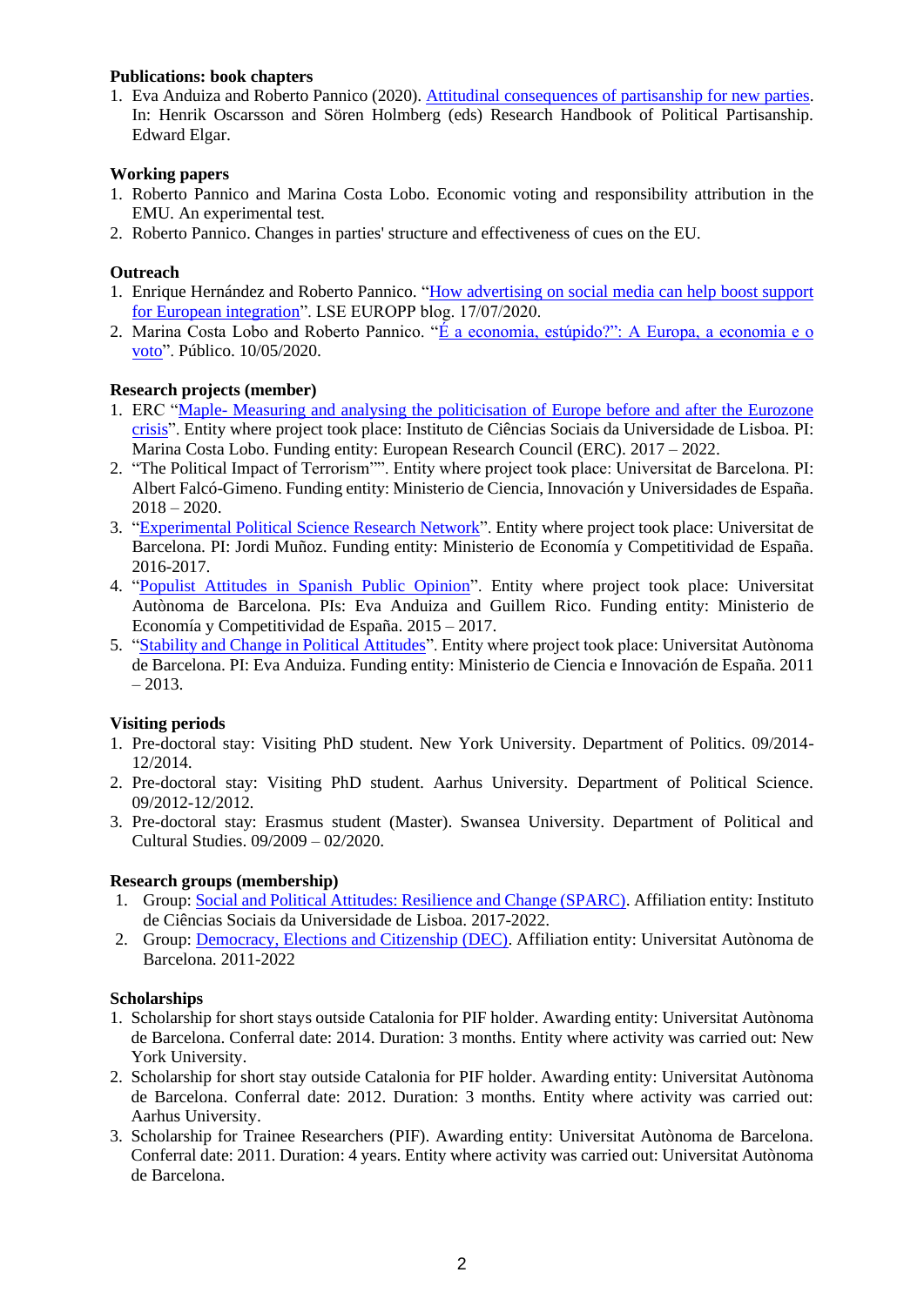**Publications: book chapters**

1. Eva Anduiza and Roberto Pannico (2020). Attitudinal consequences of partisanship for new parties. In: Henrik Oscarsson and Sören Holmberg (eds) Research Handbook of Political Partisanship. Edward Elgar.

**Working papers**

1. Roberto Pannico and Marina Costa Lobo. Economic voting and responsibility attribution in the EMU. An experimental test.
2. Roberto Pannico. Changes in parties' structure and effectiveness of cues on the EU.

**Outreach**

1. Enrique Hernández and Roberto Pannico. "How advertising on social media can help boost support for European integration". LSE EUROPP blog. 17/07/2020.
2. Marina Costa Lobo and Roberto Pannico. "É a economia, estúpido?": A Europa, a economia e o voto". Público. 10/05/2020.

**Research projects (member)**

1. ERC "Maple- Measuring and analysing the politicisation of Europe before and after the Eurozone crisis". Entity where project took place: Instituto de Ciências Sociais da Universidade de Lisboa. PI: Marina Costa Lobo. Funding entity: European Research Council (ERC). 2017 – 2022.
2. "The Political Impact of Terrorism"". Entity where project took place: Universitat de Barcelona. PI: Albert Falcó-Gimeno. Funding entity: Ministerio de Ciencia, Innovación y Universidades de España. 2018 – 2020.
3. "Experimental Political Science Research Network". Entity where project took place: Universitat de Barcelona. PI: Jordi Muñoz. Funding entity: Ministerio de Economía y Competitividad de España. 2016-2017.
4. "Populist Attitudes in Spanish Public Opinion". Entity where project took place: Universitat Autònoma de Barcelona. PIs: Eva Anduiza and Guillem Rico. Funding entity: Ministerio de Economía y Competitividad de España. 2015 – 2017.
5. "Stability and Change in Political Attitudes". Entity where project took place: Universitat Autònoma de Barcelona. PI: Eva Anduiza. Funding entity: Ministerio de Ciencia e Innovación de España. 2011 – 2013.

**Visiting periods**

1. Pre-doctoral stay: Visiting PhD student. New York University. Department of Politics. 09/2014-12/2014.
2. Pre-doctoral stay: Visiting PhD student. Aarhus University. Department of Political Science. 09/2012-12/2012.
3. Pre-doctoral stay: Erasmus student (Master). Swansea University. Department of Political and Cultural Studies. 09/2009 – 02/2020.

**Research groups (membership)**

1. Group: Social and Political Attitudes: Resilience and Change (SPARC). Affiliation entity: Instituto de Ciências Sociais da Universidade de Lisboa. 2017-2022.
2. Group: Democracy, Elections and Citizenship (DEC). Affiliation entity: Universitat Autònoma de Barcelona. 2011-2022

**Scholarships**

1. Scholarship for short stays outside Catalonia for PIF holder. Awarding entity: Universitat Autònoma de Barcelona. Conferral date: 2014. Duration: 3 months. Entity where activity was carried out: New York University.
2. Scholarship for short stay outside Catalonia for PIF holder. Awarding entity: Universitat Autònoma de Barcelona. Conferral date: 2012. Duration: 3 months. Entity where activity was carried out: Aarhus University.
3. Scholarship for Trainee Researchers (PIF). Awarding entity: Universitat Autònoma de Barcelona. Conferral date: 2011. Duration: 4 years. Entity where activity was carried out: Universitat Autònoma de Barcelona.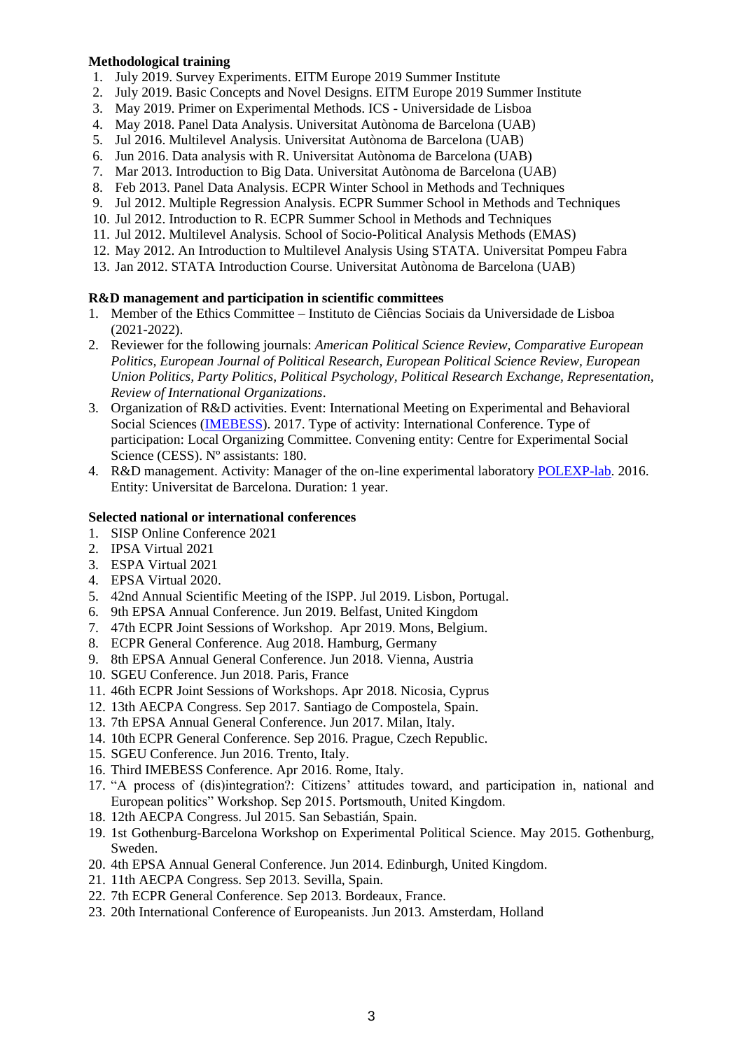**Methodological training**

1. July 2019. Survey Experiments. EITM Europe 2019 Summer Institute
2. July 2019. Basic Concepts and Novel Designs. EITM Europe 2019 Summer Institute
3. May 2019. Primer on Experimental Methods. ICS - Universidade de Lisboa
4. May 2018. Panel Data Analysis. Universitat Autònoma de Barcelona (UAB)
5. Jul 2016. Multilevel Analysis. Universitat Autònoma de Barcelona (UAB)
6. Jun 2016. Data analysis with R. Universitat Autònoma de Barcelona (UAB)
7. Mar 2013. Introduction to Big Data. Universitat Autònoma de Barcelona (UAB)
8. Feb 2013. Panel Data Analysis. ECPR Winter School in Methods and Techniques
9. Jul 2012. Multiple Regression Analysis. ECPR Summer School in Methods and Techniques
10. Jul 2012. Introduction to R. ECPR Summer School in Methods and Techniques
11. Jul 2012. Multilevel Analysis. School of Socio-Political Analysis Methods (EMAS)
12. May 2012. An Introduction to Multilevel Analysis Using STATA. Universitat Pompeu Fabra
13. Jan 2012. STATA Introduction Course. Universitat Autònoma de Barcelona (UAB)

**R&D management and participation in scientific committees**

1. Member of the Ethics Committee – Instituto de Ciências Sociais da Universidade de Lisboa (2021-2022).
2. Reviewer for the following journals: *American Political Science Review, Comparative European Politics, European Journal of Political Research, European Political Science Review, European Union Politics, Party Politics, Political Psychology, Political Research Exchange, Representation, Review of International Organizations*.
3. Organization of R&D activities. Event: International Meeting on Experimental and Behavioral Social Sciences (IMEBESS). 2017. Type of activity: International Conference. Type of participation: Local Organizing Committee. Convening entity: Centre for Experimental Social Science (CESS). Nº assistants: 180.
4. R&D management. Activity: Manager of the on-line experimental laboratory POLEXP-lab. 2016. Entity: Universitat de Barcelona. Duration: 1 year.

**Selected national or international conferences**

1. SISP Online Conference 2021
2. IPSA Virtual 2021
3. ESPA Virtual 2021
4. EPSA Virtual 2020.
5. 42nd Annual Scientific Meeting of the ISPP. Jul 2019. Lisbon, Portugal.
6. 9th EPSA Annual Conference. Jun 2019. Belfast, United Kingdom
7. 47th ECPR Joint Sessions of Workshop. Apr 2019. Mons, Belgium.
8. ECPR General Conference. Aug 2018. Hamburg, Germany
9. 8th EPSA Annual General Conference. Jun 2018. Vienna, Austria
10. SGEU Conference. Jun 2018. Paris, France
11. 46th ECPR Joint Sessions of Workshops. Apr 2018. Nicosia, Cyprus
12. 13th AECPA Congress. Sep 2017. Santiago de Compostela, Spain.
13. 7th EPSA Annual General Conference. Jun 2017. Milan, Italy.
14. 10th ECPR General Conference. Sep 2016. Prague, Czech Republic.
15. SGEU Conference. Jun 2016. Trento, Italy.
16. Third IMEBESS Conference. Apr 2016. Rome, Italy.
17. "A process of (dis)integration?: Citizens' attitudes toward, and participation in, national and European politics" Workshop. Sep 2015. Portsmouth, United Kingdom.
18. 12th AECPA Congress. Jul 2015. San Sebastián, Spain.
19. 1st Gothenburg-Barcelona Workshop on Experimental Political Science. May 2015. Gothenburg, Sweden.
20. 4th EPSA Annual General Conference. Jun 2014. Edinburgh, United Kingdom.
21. 11th AECPA Congress. Sep 2013. Sevilla, Spain.
22. 7th ECPR General Conference. Sep 2013. Bordeaux, France.
23. 20th International Conference of Europeanists. Jun 2013. Amsterdam, Holland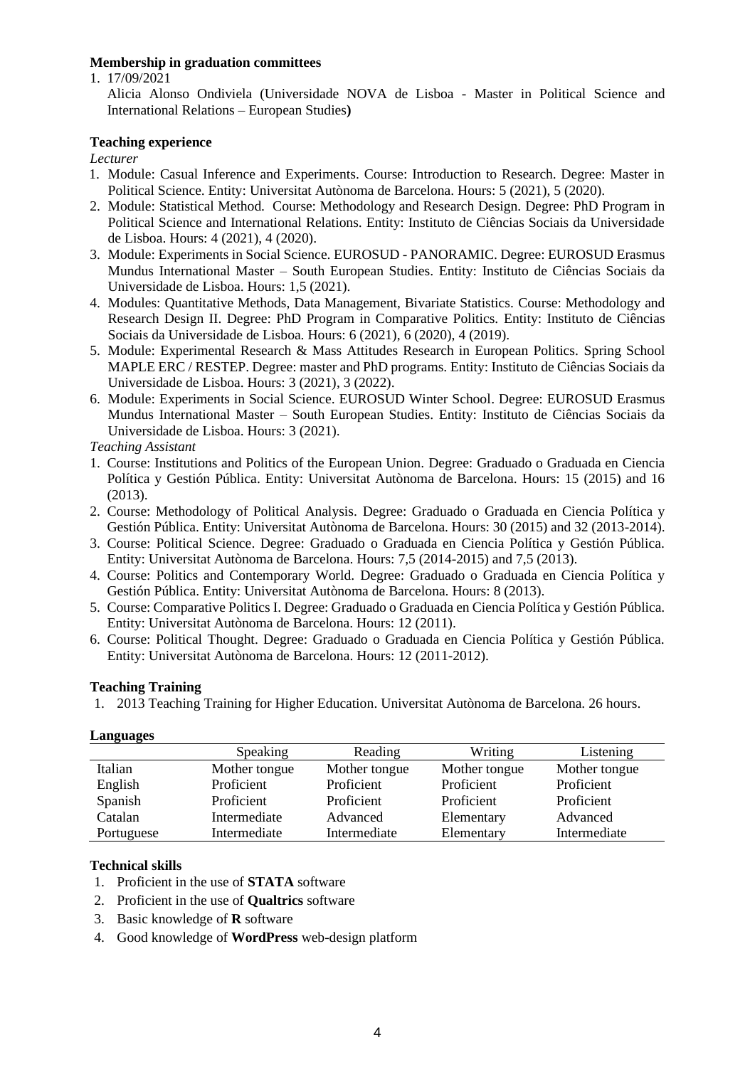**Membership in graduation committees**

1. 17/09/2021
   Alicia Alonso Ondiviela (Universidade NOVA de Lisboa - Master in Political Science and International Relations – European Studies**)**

**Teaching experience**

*Lecturer*

1. Module: Casual Inference and Experiments. Course: Introduction to Research. Degree: Master in Political Science. Entity: Universitat Autònoma de Barcelona. Hours: 5 (2021), 5 (2020).
2. Module: Statistical Method. Course: Methodology and Research Design. Degree: PhD Program in Political Science and International Relations. Entity: Instituto de Ciências Sociais da Universidade de Lisboa. Hours: 4 (2021), 4 (2020).
3. Module: Experiments in Social Science. EUROSUD - PANORAMIC. Degree: EUROSUD Erasmus Mundus International Master – South European Studies. Entity: Instituto de Ciências Sociais da Universidade de Lisboa. Hours: 1,5 (2021).
4. Modules: Quantitative Methods, Data Management, Bivariate Statistics. Course: Methodology and Research Design II. Degree: PhD Program in Comparative Politics. Entity: Instituto de Ciências Sociais da Universidade de Lisboa. Hours: 6 (2021), 6 (2020), 4 (2019).
5. Module: Experimental Research & Mass Attitudes Research in European Politics. Spring School MAPLE ERC / RESTEP. Degree: master and PhD programs. Entity: Instituto de Ciências Sociais da Universidade de Lisboa. Hours: 3 (2021), 3 (2022).
6. Module: Experiments in Social Science. EUROSUD Winter School. Degree: EUROSUD Erasmus Mundus International Master – South European Studies. Entity: Instituto de Ciências Sociais da Universidade de Lisboa. Hours: 3 (2021).

*Teaching Assistant*

1. Course: Institutions and Politics of the European Union. Degree: Graduado o Graduada en Ciencia Política y Gestión Pública. Entity: Universitat Autònoma de Barcelona. Hours: 15 (2015) and 16 (2013).
2. Course: Methodology of Political Analysis. Degree: Graduado o Graduada en Ciencia Política y Gestión Pública. Entity: Universitat Autònoma de Barcelona. Hours: 30 (2015) and 32 (2013-2014).
3. Course: Political Science. Degree: Graduado o Graduada en Ciencia Política y Gestión Pública. Entity: Universitat Autònoma de Barcelona. Hours: 7,5 (2014-2015) and 7,5 (2013).
4. Course: Politics and Contemporary World. Degree: Graduado o Graduada en Ciencia Política y Gestión Pública. Entity: Universitat Autònoma de Barcelona. Hours: 8 (2013).
5. Course: Comparative Politics I. Degree: Graduado o Graduada en Ciencia Política y Gestión Pública. Entity: Universitat Autònoma de Barcelona. Hours: 12 (2011).
6. Course: Political Thought. Degree: Graduado o Graduada en Ciencia Política y Gestión Pública. Entity: Universitat Autònoma de Barcelona. Hours: 12 (2011-2012).

**Teaching Training**

1. 2013 Teaching Training for Higher Education. Universitat Autònoma de Barcelona. 26 hours.

**Languages**

| | Speaking | Reading | Writing | Listening |
|---|---|---|---|---|
| Italian | Mother tongue | Mother tongue | Mother tongue | Mother tongue |
| English | Proficient | Proficient | Proficient | Proficient |
| Spanish | Proficient | Proficient | Proficient | Proficient |
| Catalan | Intermediate | Advanced | Elementary | Advanced |
| Portuguese | Intermediate | Intermediate | Elementary | Intermediate |

**Technical skills**

1. Proficient in the use of **STATA** software
2. Proficient in the use of **Qualtrics** software
3. Basic knowledge of **R** software
4. Good knowledge of **WordPress** web-design platform